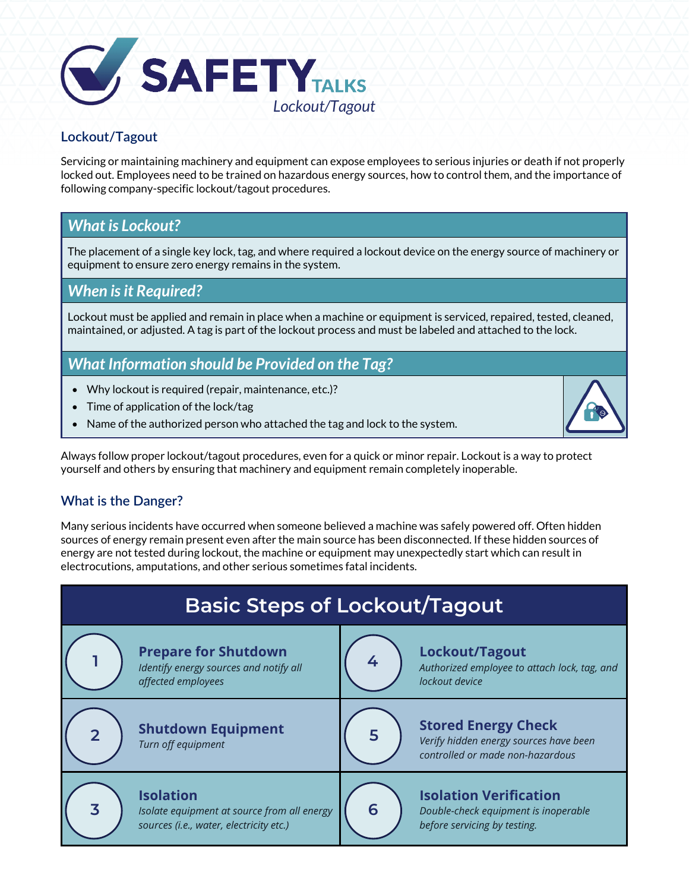# SAFETY TALKS

*Lockout/Tagout*

## Lockout/Tagout

Servicing or maintaining machinery and equipment can expose employees to serious injuries or death if not properly locked out. Employees need to be trained on hazardous energy sources, how to control them, and the importance of following company-specific lockout/tagout procedures.

### *What is Lockout?*

The placement of a single key lock, tag, and where required a lockout device on the energy source of machinery or equipment to ensure zero energy remains in the system.

### *When is it Required?*

Lockout must be applied and remain in place when a machine or equipment is serviced, repaired, tested, cleaned, maintained, or adjusted. A tag is part of the lockout process and must be labeled and attached to the lock.

### *What Information should be Provided on the Tag?*

- Why lockout is required (repair, maintenance, etc.)?
- Time of application of the lock/tag
- Name of the authorized person who attached the tag and lock to the system.

Always follow proper lockout/tagout procedures, even for a quick or minor repair. Lockout is a way to protect yourself and others by ensuring that machinery and equipment remain completely inoperable.

## What is the Danger?

Many serious incidents have occurred when someone believed a machine was safely powered off. Often hidden sources of energy remain present even after the main source has been disconnected. If these hidden sources of energy are not tested during lockout, the machine or equipment may unexpectedly start which can result in electrocutions, amputations, and other serious sometimes fatal incidents.

## Basic Steps of Lockout/Tagout

1. **Prepare for Shutdown**
   *Identify energy sources and notify all affected employees*
2. **Shutdown Equipment**
   *Turn off equipment*
3. **Isolation**
   *Isolate equipment at source from all energy sources (i.e., water, electricity etc.)*
4. **Lockout/Tagout**
   *Authorized employee to attach lock, tag, and lockout device*
5. **Stored Energy Check**
   *Verify hidden energy sources have been controlled or made non-hazardous*
6. **Isolation Verification**
   *Double-check equipment is inoperable before servicing by testing.*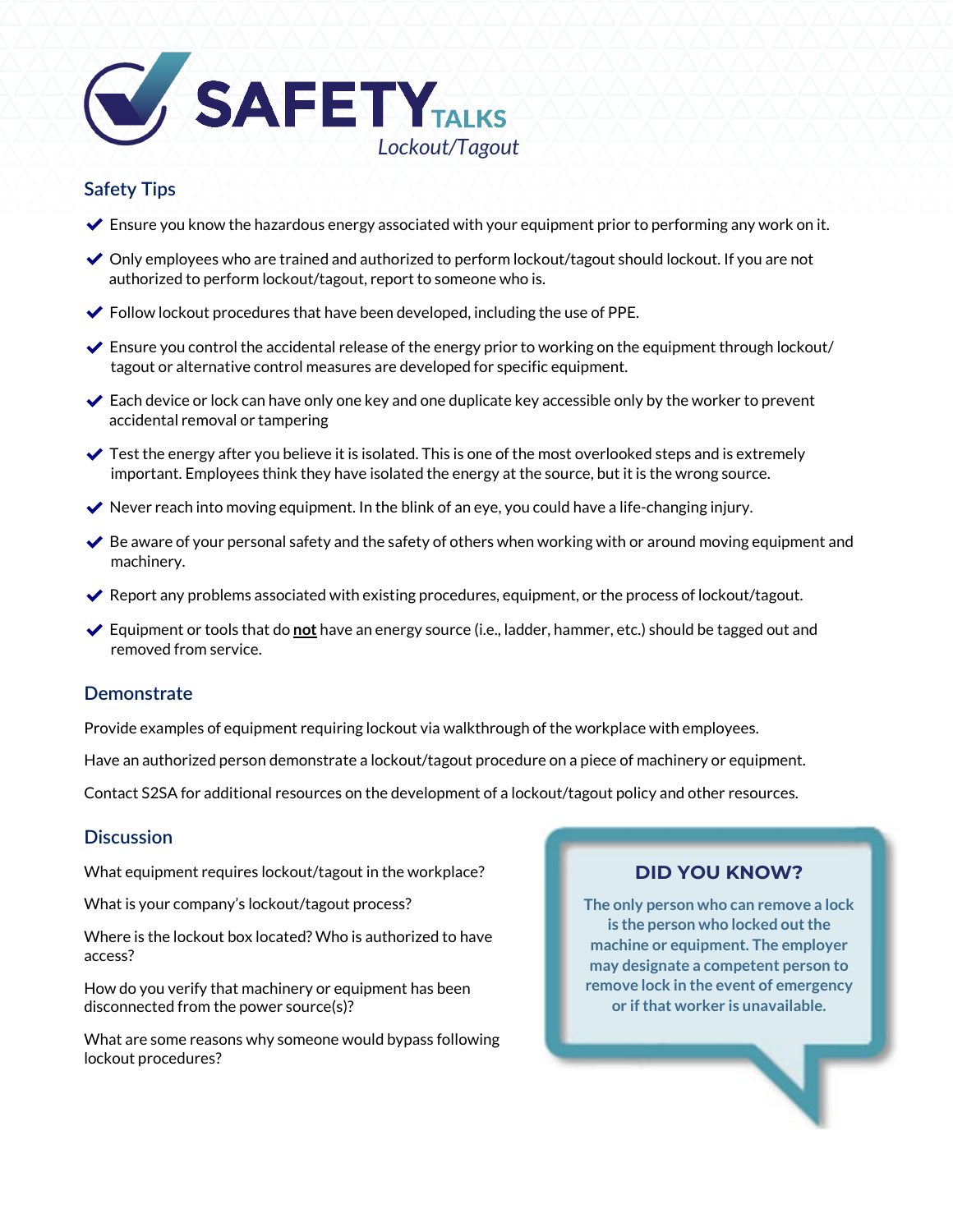# SAFETY TALKS

*Lockout/Tagout*

## Safety Tips

- Ensure you know the hazardous energy associated with your equipment prior to performing any work on it.
- Only employees who are trained and authorized to perform lockout/tagout should lockout. If you are not authorized to perform lockout/tagout, report to someone who is.
- Follow lockout procedures that have been developed, including the use of PPE.
- Ensure you control the accidental release of the energy prior to working on the equipment through lockout/ tagout or alternative control measures are developed for specific equipment.
- Each device or lock can have only one key and one duplicate key accessible only by the worker to prevent accidental removal or tampering
- Test the energy after you believe it is isolated. This is one of the most overlooked steps and is extremely important. Employees think they have isolated the energy at the source, but it is the wrong source.
- Never reach into moving equipment. In the blink of an eye, you could have a life-changing injury.
- Be aware of your personal safety and the safety of others when working with or around moving equipment and machinery.
- Report any problems associated with existing procedures, equipment, or the process of lockout/tagout.
- Equipment or tools that do **not** have an energy source (i.e., ladder, hammer, etc.) should be tagged out and removed from service.

## Demonstrate

Provide examples of equipment requiring lockout via walkthrough of the workplace with employees.

Have an authorized person demonstrate a lockout/tagout procedure on a piece of machinery or equipment.

Contact S2SA for additional resources on the development of a lockout/tagout policy and other resources.

## Discussion

What equipment requires lockout/tagout in the workplace?

What is your company's lockout/tagout process?

Where is the lockout box located? Who is authorized to have access?

How do you verify that machinery or equipment has been disconnected from the power source(s)?

What are some reasons why someone would bypass following lockout procedures?

### DID YOU KNOW?

The only person who can remove a lock is the person who locked out the machine or equipment. The employer may designate a competent person to remove lock in the event of emergency or if that worker is unavailable.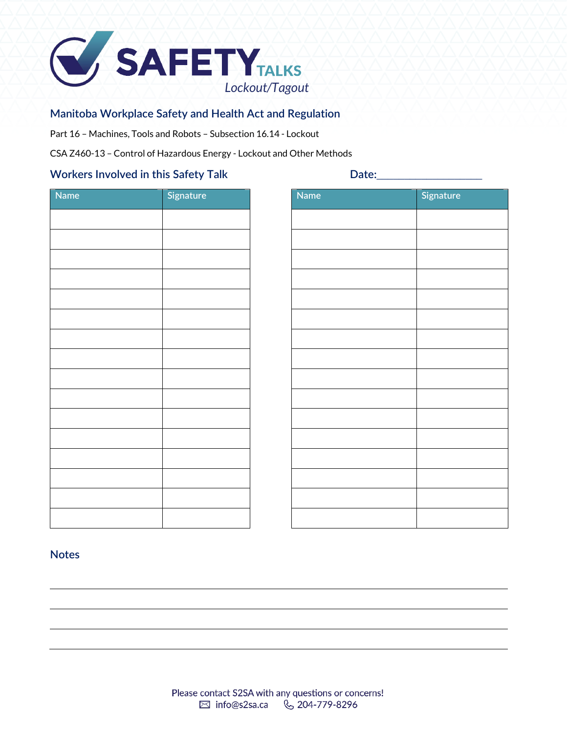# SAFETY TALKS

*Lockout/Tagout*

## Manitoba Workplace Safety and Health Act and Regulation

Part 16 – Machines, Tools and Robots – Subsection 16.14 - Lockout

CSA Z460-13 – Control of Hazardous Energy - Lockout and Other Methods

## Workers Involved in this Safety Talk

Date:____________________

| Name | Signature |
|---|---|
| | |
| | |
| | |
| | |
| | |
| | |
| | |
| | |
| | |
| | |
| | |
| | |
| | |
| | |
| | |
| | |

| Name | Signature |
|---|---|
| | |
| | |
| | |
| | |
| | |
| | |
| | |
| | |
| | |
| | |
| | |
| | |
| | |
| | |
| | |
| | |

## Notes

______________________________________________________________

______________________________________________________________

______________________________________________________________

______________________________________________________________

Please contact S2SA with any questions or concerns!
info@s2sa.ca 204-779-8296